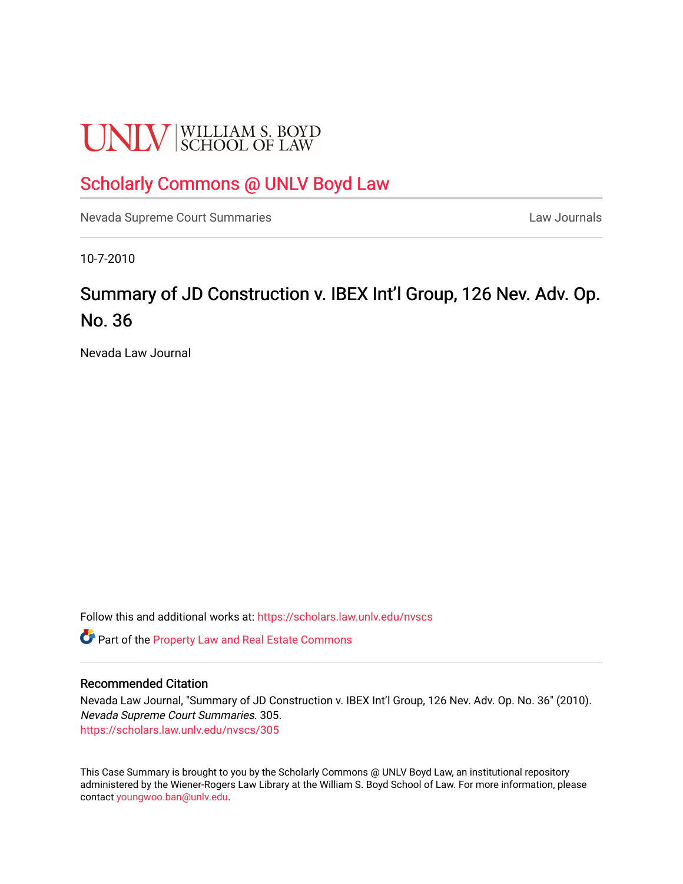UNLV | WILLIAM S. BOYD SCHOOL OF LAW

## Scholarly Commons @ UNLV Boyd Law

Nevada Supreme Court Summaries Law Journals

10-7-2010

# Summary of JD Construction v. IBEX Int'l Group, 126 Nev. Adv. Op. No. 36

Nevada Law Journal

Follow this and additional works at: https://scholars.law.unlv.edu/nvscs

Part of the Property Law and Real Estate Commons

### Recommended Citation

Nevada Law Journal, "Summary of JD Construction v. IBEX Int'l Group, 126 Nev. Adv. Op. No. 36" (2010). *Nevada Supreme Court Summaries*. 305.
https://scholars.law.unlv.edu/nvscs/305

This Case Summary is brought to you by the Scholarly Commons @ UNLV Boyd Law, an institutional repository administered by the Wiener-Rogers Law Library at the William S. Boyd School of Law. For more information, please contact youngwoo.ban@unlv.edu.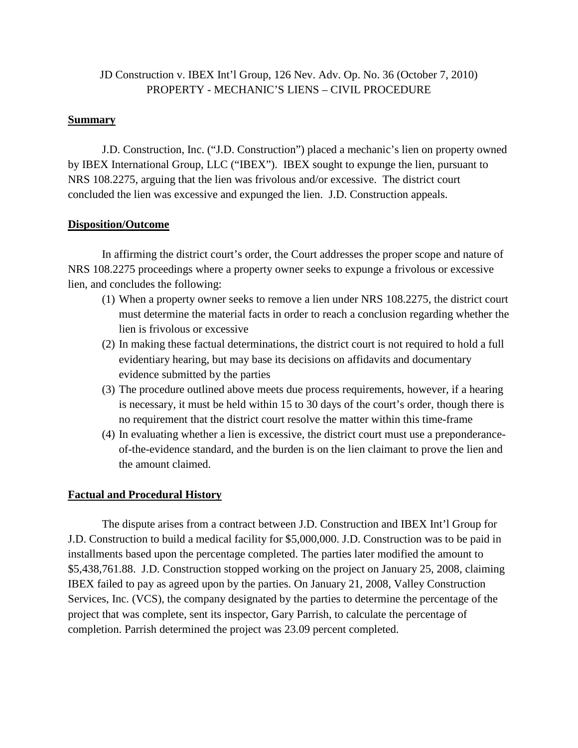JD Construction v. IBEX Int'l Group, 126 Nev. Adv. Op. No. 36 (October 7, 2010)
PROPERTY - MECHANIC'S LIENS – CIVIL PROCEDURE

## Summary

J.D. Construction, Inc. ("J.D. Construction") placed a mechanic's lien on property owned by IBEX International Group, LLC ("IBEX"). IBEX sought to expunge the lien, pursuant to NRS 108.2275, arguing that the lien was frivolous and/or excessive. The district court concluded the lien was excessive and expunged the lien. J.D. Construction appeals.

## Disposition/Outcome

In affirming the district court's order, the Court addresses the proper scope and nature of NRS 108.2275 proceedings where a property owner seeks to expunge a frivolous or excessive lien, and concludes the following:

(1) When a property owner seeks to remove a lien under NRS 108.2275, the district court must determine the material facts in order to reach a conclusion regarding whether the lien is frivolous or excessive

(2) In making these factual determinations, the district court is not required to hold a full evidentiary hearing, but may base its decisions on affidavits and documentary evidence submitted by the parties

(3) The procedure outlined above meets due process requirements, however, if a hearing is necessary, it must be held within 15 to 30 days of the court's order, though there is no requirement that the district court resolve the matter within this time-frame

(4) In evaluating whether a lien is excessive, the district court must use a preponderance-of-the-evidence standard, and the burden is on the lien claimant to prove the lien and the amount claimed.

## Factual and Procedural History

The dispute arises from a contract between J.D. Construction and IBEX Int'l Group for J.D. Construction to build a medical facility for $5,000,000. J.D. Construction was to be paid in installments based upon the percentage completed. The parties later modified the amount to $5,438,761.88. J.D. Construction stopped working on the project on January 25, 2008, claiming IBEX failed to pay as agreed upon by the parties. On January 21, 2008, Valley Construction Services, Inc. (VCS), the company designated by the parties to determine the percentage of the project that was complete, sent its inspector, Gary Parrish, to calculate the percentage of completion. Parrish determined the project was 23.09 percent completed.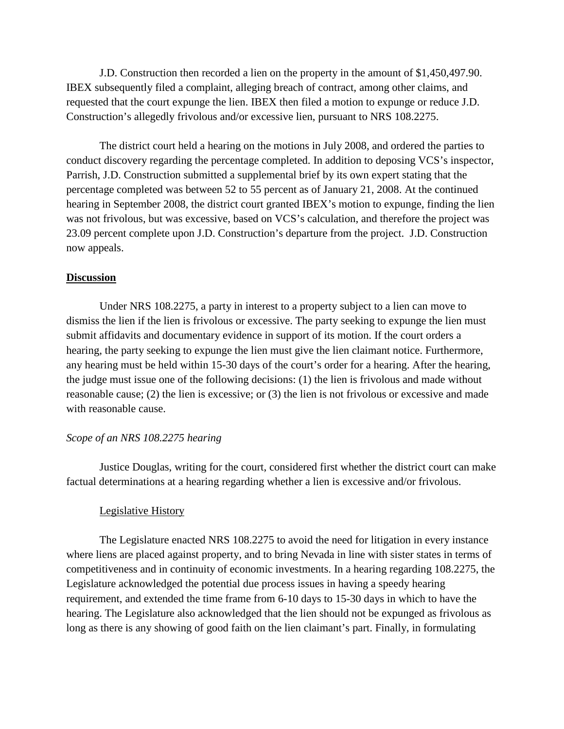J.D. Construction then recorded a lien on the property in the amount of $1,450,497.90. IBEX subsequently filed a complaint, alleging breach of contract, among other claims, and requested that the court expunge the lien. IBEX then filed a motion to expunge or reduce J.D. Construction's allegedly frivolous and/or excessive lien, pursuant to NRS 108.2275.

The district court held a hearing on the motions in July 2008, and ordered the parties to conduct discovery regarding the percentage completed. In addition to deposing VCS's inspector, Parrish, J.D. Construction submitted a supplemental brief by its own expert stating that the percentage completed was between 52 to 55 percent as of January 21, 2008. At the continued hearing in September 2008, the district court granted IBEX's motion to expunge, finding the lien was not frivolous, but was excessive, based on VCS's calculation, and therefore the project was 23.09 percent complete upon J.D. Construction's departure from the project. J.D. Construction now appeals.

## Discussion

Under NRS 108.2275, a party in interest to a property subject to a lien can move to dismiss the lien if the lien is frivolous or excessive. The party seeking to expunge the lien must submit affidavits and documentary evidence in support of its motion. If the court orders a hearing, the party seeking to expunge the lien must give the lien claimant notice. Furthermore, any hearing must be held within 15-30 days of the court's order for a hearing. After the hearing, the judge must issue one of the following decisions: (1) the lien is frivolous and made without reasonable cause; (2) the lien is excessive; or (3) the lien is not frivolous or excessive and made with reasonable cause.

### *Scope of an NRS 108.2275 hearing*

Justice Douglas, writing for the court, considered first whether the district court can make factual determinations at a hearing regarding whether a lien is excessive and/or frivolous.

#### Legislative History

The Legislature enacted NRS 108.2275 to avoid the need for litigation in every instance where liens are placed against property, and to bring Nevada in line with sister states in terms of competitiveness and in continuity of economic investments. In a hearing regarding 108.2275, the Legislature acknowledged the potential due process issues in having a speedy hearing requirement, and extended the time frame from 6-10 days to 15-30 days in which to have the hearing. The Legislature also acknowledged that the lien should not be expunged as frivolous as long as there is any showing of good faith on the lien claimant's part. Finally, in formulating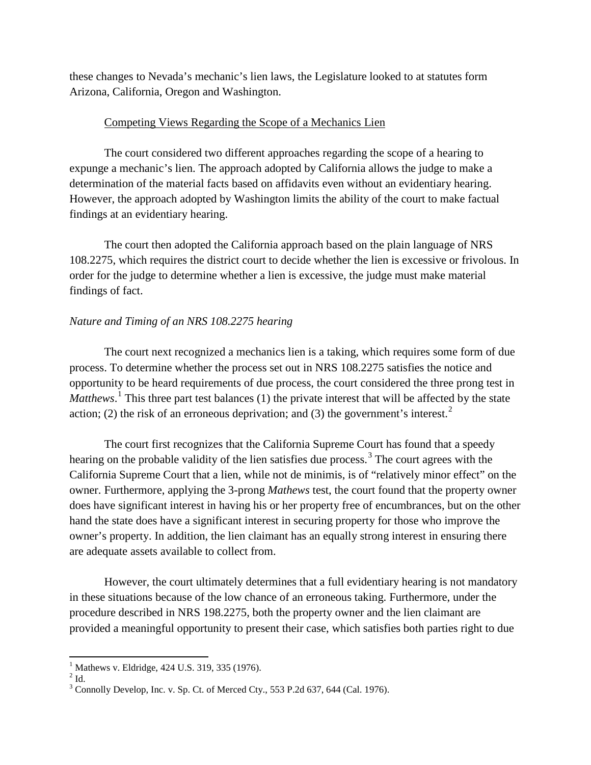these changes to Nevada's mechanic's lien laws, the Legislature looked to at statutes form Arizona, California, Oregon and Washington.

Competing Views Regarding the Scope of a Mechanics Lien

The court considered two different approaches regarding the scope of a hearing to expunge a mechanic's lien. The approach adopted by California allows the judge to make a determination of the material facts based on affidavits even without an evidentiary hearing. However, the approach adopted by Washington limits the ability of the court to make factual findings at an evidentiary hearing.

The court then adopted the California approach based on the plain language of NRS 108.2275, which requires the district court to decide whether the lien is excessive or frivolous. In order for the judge to determine whether a lien is excessive, the judge must make material findings of fact.

*Nature and Timing of an NRS 108.2275 hearing*

The court next recognized a mechanics lien is a taking, which requires some form of due process. To determine whether the process set out in NRS 108.2275 satisfies the notice and opportunity to be heard requirements of due process, the court considered the three prong test in *Matthews*.[1] This three part test balances (1) the private interest that will be affected by the state action; (2) the risk of an erroneous deprivation; and (3) the government's interest.[2]

The court first recognizes that the California Supreme Court has found that a speedy hearing on the probable validity of the lien satisfies due process.[3] The court agrees with the California Supreme Court that a lien, while not de minimis, is of "relatively minor effect" on the owner. Furthermore, applying the 3-prong *Mathews* test, the court found that the property owner does have significant interest in having his or her property free of encumbrances, but on the other hand the state does have a significant interest in securing property for those who improve the owner's property. In addition, the lien claimant has an equally strong interest in ensuring there are adequate assets available to collect from.

However, the court ultimately determines that a full evidentiary hearing is not mandatory in these situations because of the low chance of an erroneous taking. Furthermore, under the procedure described in NRS 198.2275, both the property owner and the lien claimant are provided a meaningful opportunity to present their case, which satisfies both parties right to due

---

[1] Mathews v. Eldridge, 424 U.S. 319, 335 (1976).

[2] Id.

[3] Connolly Develop, Inc. v. Sp. Ct. of Merced Cty., 553 P.2d 637, 644 (Cal. 1976).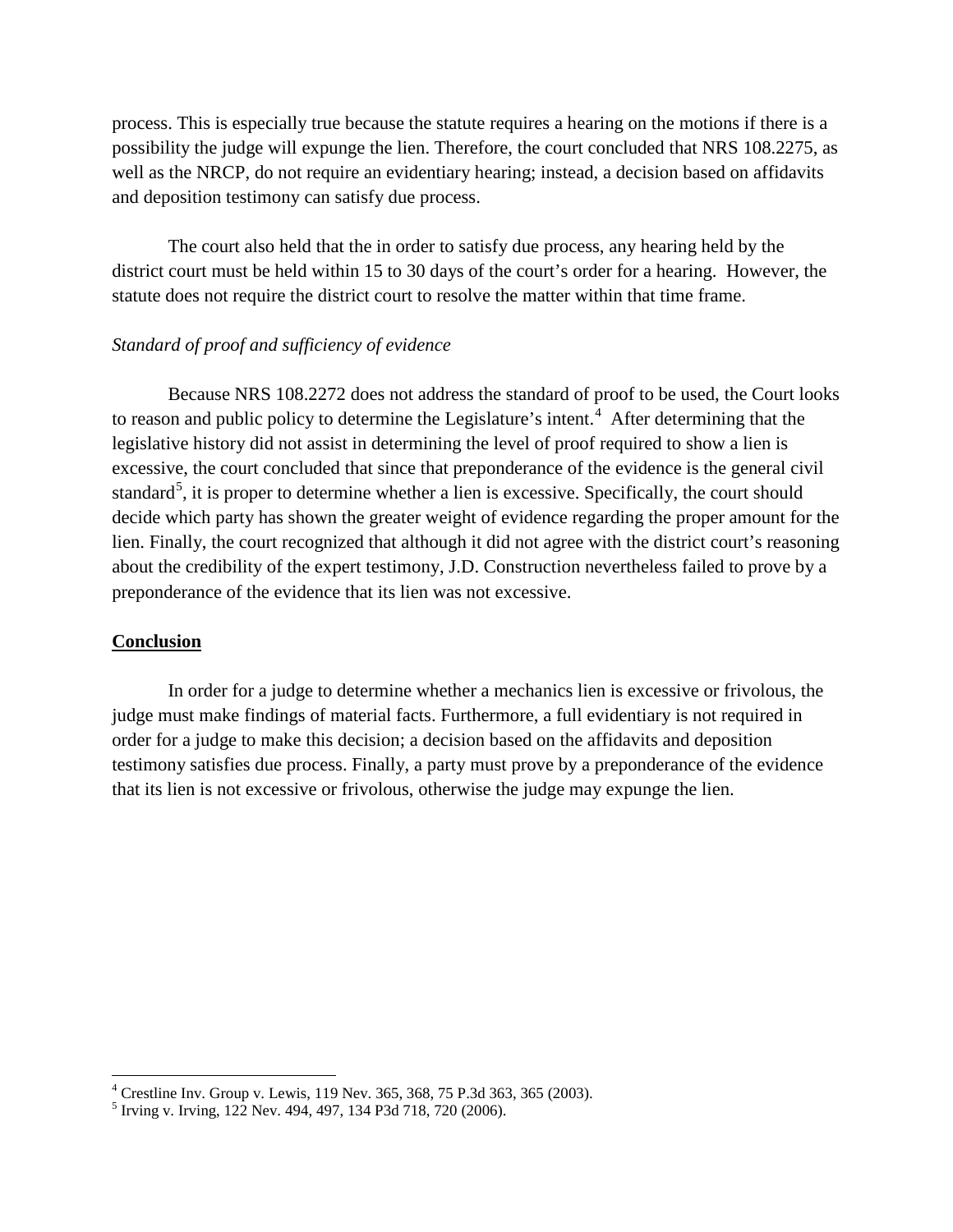process. This is especially true because the statute requires a hearing on the motions if there is a possibility the judge will expunge the lien. Therefore, the court concluded that NRS 108.2275, as well as the NRCP, do not require an evidentiary hearing; instead, a decision based on affidavits and deposition testimony can satisfy due process.

The court also held that the in order to satisfy due process, any hearing held by the district court must be held within 15 to 30 days of the court's order for a hearing. However, the statute does not require the district court to resolve the matter within that time frame.

*Standard of proof and sufficiency of evidence*

Because NRS 108.2272 does not address the standard of proof to be used, the Court looks to reason and public policy to determine the Legislature's intent.[4] After determining that the legislative history did not assist in determining the level of proof required to show a lien is excessive, the court concluded that since that preponderance of the evidence is the general civil standard[5], it is proper to determine whether a lien is excessive. Specifically, the court should decide which party has shown the greater weight of evidence regarding the proper amount for the lien. Finally, the court recognized that although it did not agree with the district court's reasoning about the credibility of the expert testimony, J.D. Construction nevertheless failed to prove by a preponderance of the evidence that its lien was not excessive.

## **Conclusion**

In order for a judge to determine whether a mechanics lien is excessive or frivolous, the judge must make findings of material facts. Furthermore, a full evidentiary is not required in order for a judge to make this decision; a decision based on the affidavits and deposition testimony satisfies due process. Finally, a party must prove by a preponderance of the evidence that its lien is not excessive or frivolous, otherwise the judge may expunge the lien.

---

[4] Crestline Inv. Group v. Lewis, 119 Nev. 365, 368, 75 P.3d 363, 365 (2003).

[5] Irving v. Irving, 122 Nev. 494, 497, 134 P3d 718, 720 (2006).